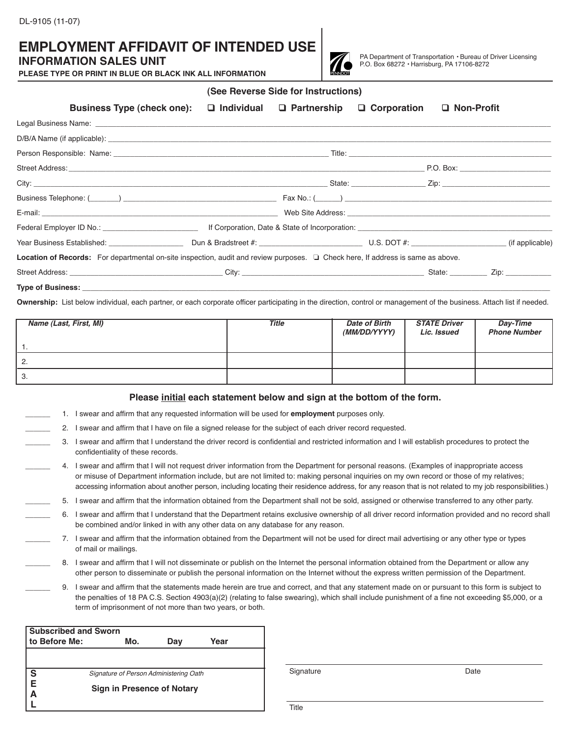DL-9105 (11-07)

# EMPLOYMENT AFFIDAVIT OF INTENDED USE

## INFORMATION SALES UNIT

**PLEASE TYPE OR PRINT IN BLUE OR BLACK INK ALL INFORMATION**

PA Department of Transportation • Bureau of Driver Licensing
P.O. Box 68272 • Harrisburg, PA 17106-8272

**(See Reverse Side for Instructions)**

**Business Type (check one):** ❑ **Individual** ❑ **Partnership** ❑ **Corporation** ❑ **Non-Profit**

Legal Business Name: ______________________________________________

D/B/A Name (if applicable): ______________________________________________

Person Responsible: Name: ______________________________ Title: ______________________________

Street Address: ______________________________________________ P.O. Box: ______________

City: ______________________________________________ State: ______________ Zip: ______________

Business Telephone: (_______) ______________________________ Fax No.: (______) ______________________________

E-mail: ______________________________________________ Web Site Address: ______________________________________________

Federal Employer ID No.: ______________________ If Corporation, Date & State of Incorporation: ______________________________

Year Business Established: ______________ Dun & Bradstreet #: ______________________ U.S. DOT #: ______________________ (if applicable)

**Location of Records:** For departmental on-site inspection, audit and review purposes. ❑ Check here, If address is same as above.

Street Address: ______________________________ City: ______________________________ State: __________ Zip: __________

**Type of Business:** ______________________________________________

**Ownership:** List below individual, each partner, or each corporate officer participating in the direction, control or management of the business. Attach list if needed.

| *Name (Last, First, MI)* | *Title* | *Date of Birth (MM/DD/YYYY)* | *STATE Driver Lic. Issued* | *Day-Time Phone Number* |
|---|---|---|---|---|
| 1. | | | | |
| 2. | | | | |
| 3. | | | | |

**Please initial each statement below and sign at the bottom of the form.**

______ 1. I swear and affirm that any requested information will be used for **employment** purposes only.

______ 2. I swear and affirm that I have on file a signed release for the subject of each driver record requested.

______ 3. I swear and affirm that I understand the driver record is confidential and restricted information and I will establish procedures to protect the confidentiality of these records.

______ 4. I swear and affirm that I will not request driver information from the Department for personal reasons. (Examples of inappropriate access or misuse of Department information include, but are not limited to: making personal inquiries on my own record or those of my relatives; accessing information about another person, including locating their residence address, for any reason that is not related to my job responsibilities.)

______ 5. I swear and affirm that the information obtained from the Department shall not be sold, assigned or otherwise transferred to any other party.

______ 6. I swear and affirm that I understand that the Department retains exclusive ownership of all driver record information provided and no record shall be combined and/or linked in with any other data on any database for any reason.

______ 7. I swear and affirm that the information obtained from the Department will not be used for direct mail advertising or any other type or types of mail or mailings.

______ 8. I swear and affirm that I will not disseminate or publish on the Internet the personal information obtained from the Department or allow any other person to disseminate or publish the personal information on the Internet without the express written permission of the Department.

______ 9. I swear and affirm that the statements made herein are true and correct, and that any statement made on or pursuant to this form is subject to the penalties of 18 PA C.S. Section 4903(a)(2) (relating to false swearing), which shall include punishment of a fine not exceeding $5,000, or a term of imprisonment of not more than two years, or both.

| **Subscribed and Sworn to Before Me:** | **Mo.** | **Day** | **Year** |
|---|---|---|---|
| | | | |

**SEAL**

*Signature of Person Administering Oath*

**Sign in Presence of Notary**

______________________________________________
Signature Date

______________________________________________
Title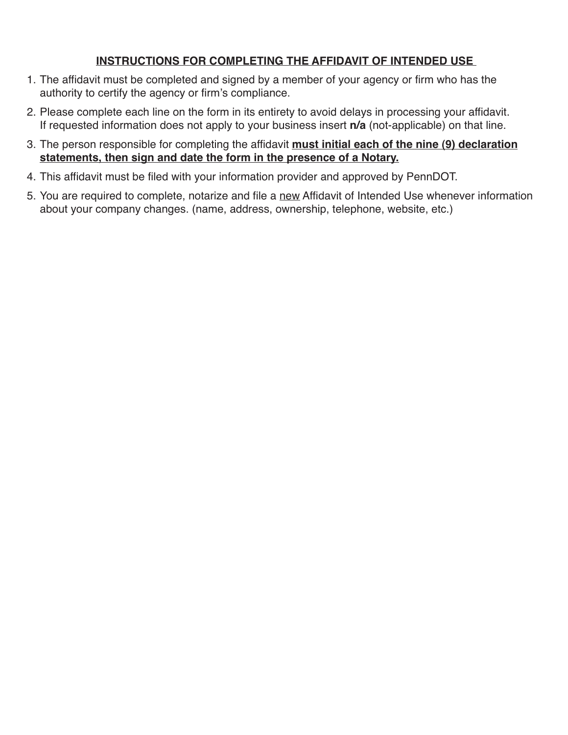## INSTRUCTIONS FOR COMPLETING THE AFFIDAVIT OF INTENDED USE

1. The affidavit must be completed and signed by a member of your agency or firm who has the authority to certify the agency or firm's compliance.
2. Please complete each line on the form in its entirety to avoid delays in processing your affidavit. If requested information does not apply to your business insert **n/a** (not-applicable) on that line.
3. The person responsible for completing the affidavit **must initial each of the nine (9) declaration statements, then sign and date the form in the presence of a Notary.**
4. This affidavit must be filed with your information provider and approved by PennDOT.
5. You are required to complete, notarize and file a new Affidavit of Intended Use whenever information about your company changes. (name, address, ownership, telephone, website, etc.)